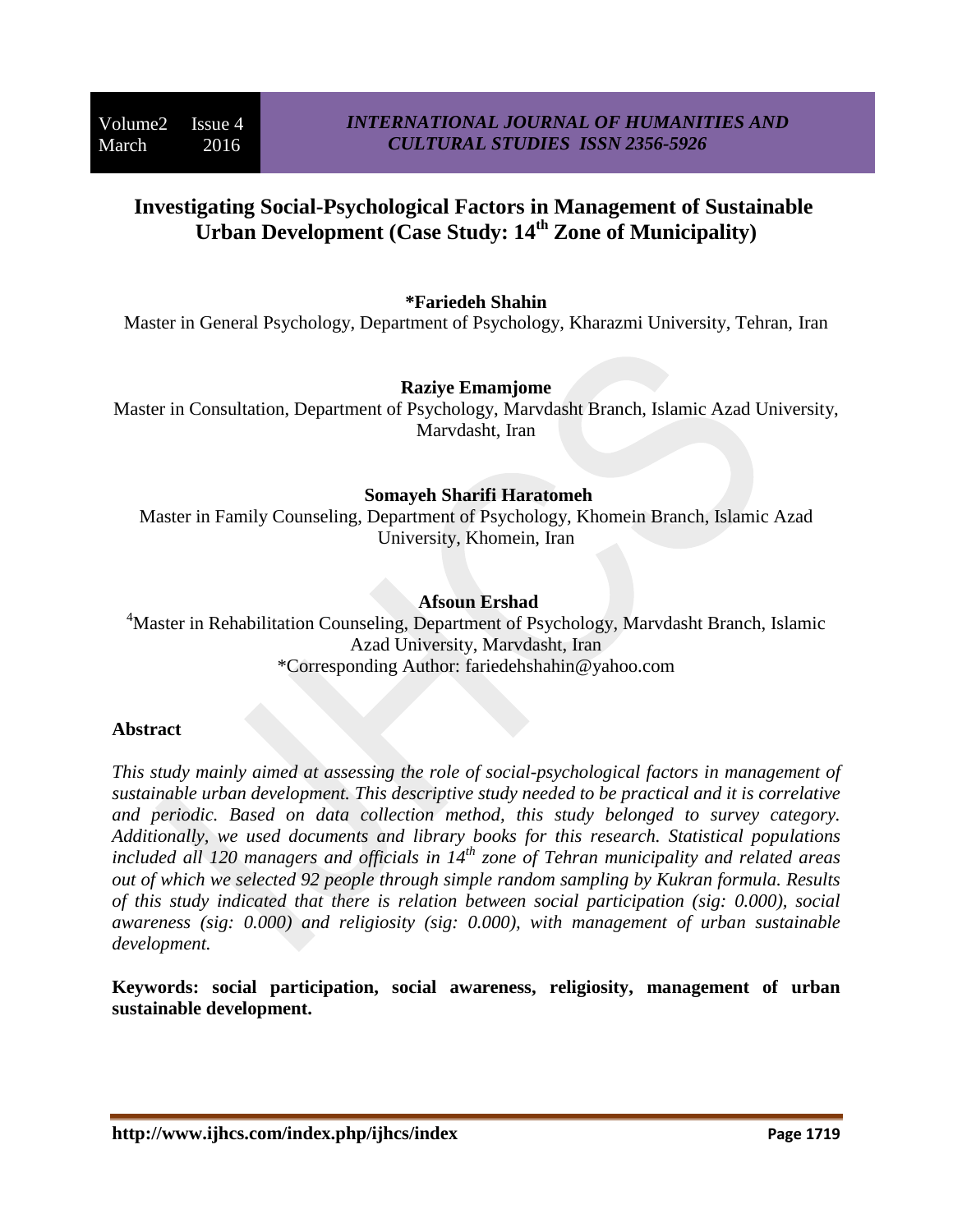# Investigating Social-Psychological Factors in Management of Sustainable Urban Development (Case Study: 14th Zone of Municipality)

**\*Fariedeh Shahin**

Master in General Psychology, Department of Psychology, Kharazmi University, Tehran, Iran

**Raziye Emamjome**

Master in Consultation, Department of Psychology, Marvdasht Branch, Islamic Azad University, Marvdasht, Iran

**Somayeh Sharifi Haratomeh**

Master in Family Counseling, Department of Psychology, Khomein Branch, Islamic Azad University, Khomein, Iran

**Afsoun Ershad**

[4]Master in Rehabilitation Counseling, Department of Psychology, Marvdasht Branch, Islamic Azad University, Marvdasht, Iran

\*Corresponding Author: fariedehshahin@yahoo.com

## Abstract

*This study mainly aimed at assessing the role of social-psychological factors in management of sustainable urban development. This descriptive study needed to be practical and it is correlative and periodic. Based on data collection method, this study belonged to survey category. Additionally, we used documents and library books for this research. Statistical populations included all 120 managers and officials in 14th zone of Tehran municipality and related areas out of which we selected 92 people through simple random sampling by Kukran formula. Results of this study indicated that there is relation between social participation (sig: 0.000), social awareness (sig: 0.000) and religiosity (sig: 0.000), with management of urban sustainable development.*

**Keywords: social participation, social awareness, religiosity, management of urban sustainable development.**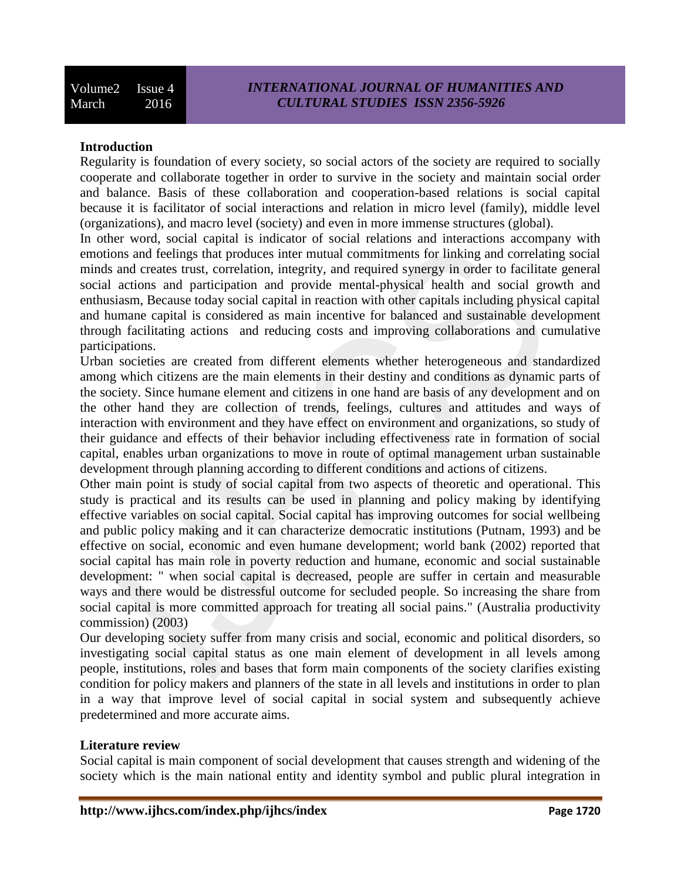## Introduction

Regularity is foundation of every society, so social actors of the society are required to socially cooperate and collaborate together in order to survive in the society and maintain social order and balance. Basis of these collaboration and cooperation-based relations is social capital because it is facilitator of social interactions and relation in micro level (family), middle level (organizations), and macro level (society) and even in more immense structures (global).

In other word, social capital is indicator of social relations and interactions accompany with emotions and feelings that produces inter mutual commitments for linking and correlating social minds and creates trust, correlation, integrity, and required synergy in order to facilitate general social actions and participation and provide mental-physical health and social growth and enthusiasm, Because today social capital in reaction with other capitals including physical capital and humane capital is considered as main incentive for balanced and sustainable development through facilitating actions and reducing costs and improving collaborations and cumulative participations.

Urban societies are created from different elements whether heterogeneous and standardized among which citizens are the main elements in their destiny and conditions as dynamic parts of the society. Since humane element and citizens in one hand are basis of any development and on the other hand they are collection of trends, feelings, cultures and attitudes and ways of interaction with environment and they have effect on environment and organizations, so study of their guidance and effects of their behavior including effectiveness rate in formation of social capital, enables urban organizations to move in route of optimal management urban sustainable development through planning according to different conditions and actions of citizens.

Other main point is study of social capital from two aspects of theoretic and operational. This study is practical and its results can be used in planning and policy making by identifying effective variables on social capital. Social capital has improving outcomes for social wellbeing and public policy making and it can characterize democratic institutions (Putnam, 1993) and be effective on social, economic and even humane development; world bank (2002) reported that social capital has main role in poverty reduction and humane, economic and social sustainable development: " when social capital is decreased, people are suffer in certain and measurable ways and there would be distressful outcome for secluded people. So increasing the share from social capital is more committed approach for treating all social pains." (Australia productivity commission) (2003)

Our developing society suffer from many crisis and social, economic and political disorders, so investigating social capital status as one main element of development in all levels among people, institutions, roles and bases that form main components of the society clarifies existing condition for policy makers and planners of the state in all levels and institutions in order to plan in a way that improve level of social capital in social system and subsequently achieve predetermined and more accurate aims.

## Literature review

Social capital is main component of social development that causes strength and widening of the society which is the main national entity and identity symbol and public plural integration in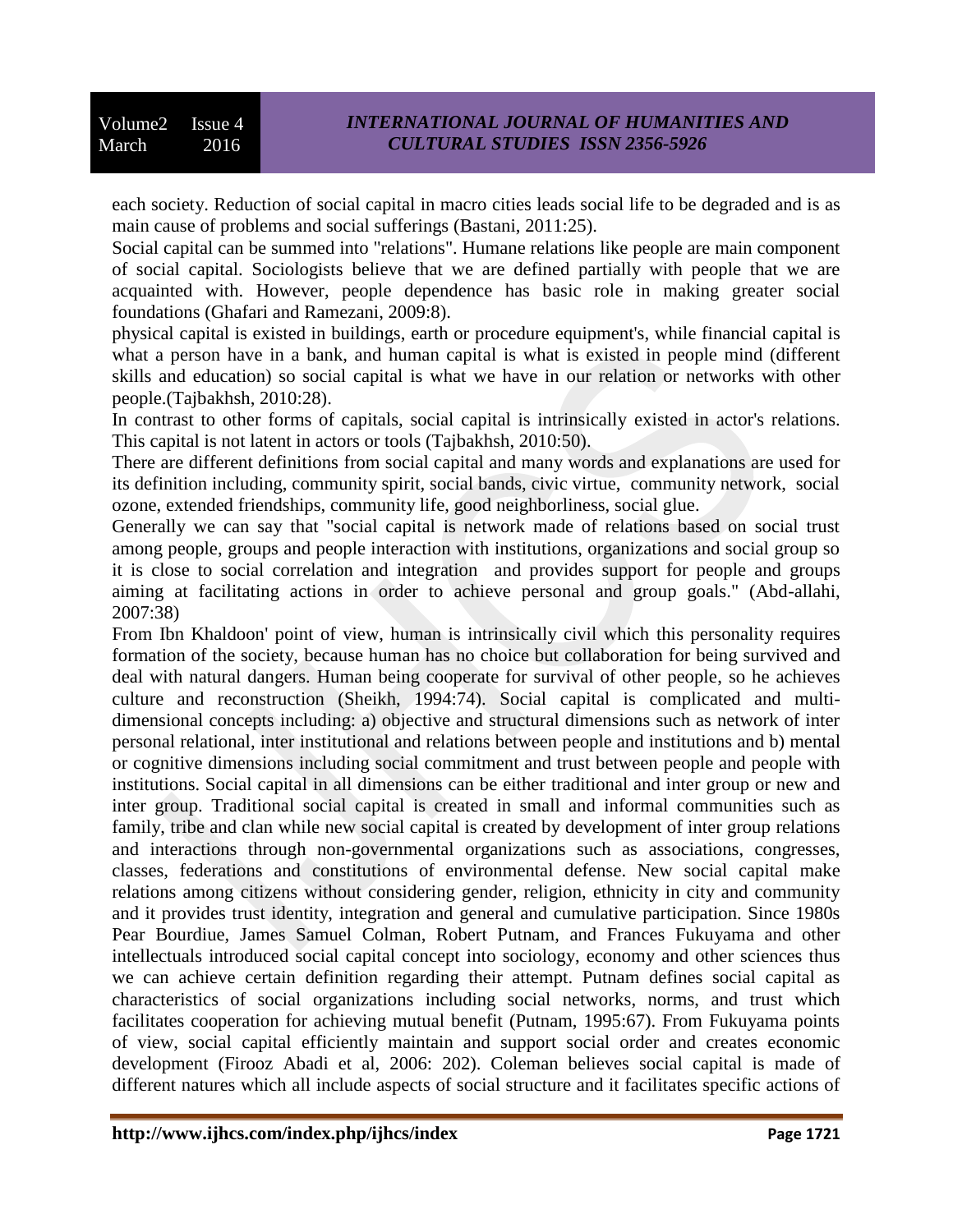each society. Reduction of social capital in macro cities leads social life to be degraded and is as main cause of problems and social sufferings (Bastani, 2011:25).

Social capital can be summed into "relations". Humane relations like people are main component of social capital. Sociologists believe that we are defined partially with people that we are acquainted with. However, people dependence has basic role in making greater social foundations (Ghafari and Ramezani, 2009:8).

physical capital is existed in buildings, earth or procedure equipment's, while financial capital is what a person have in a bank, and human capital is what is existed in people mind (different skills and education) so social capital is what we have in our relation or networks with other people.(Tajbakhsh, 2010:28).

In contrast to other forms of capitals, social capital is intrinsically existed in actor's relations. This capital is not latent in actors or tools (Tajbakhsh, 2010:50).

There are different definitions from social capital and many words and explanations are used for its definition including, community spirit, social bands, civic virtue, community network, social ozone, extended friendships, community life, good neighborliness, social glue.

Generally we can say that "social capital is network made of relations based on social trust among people, groups and people interaction with institutions, organizations and social group so it is close to social correlation and integration and provides support for people and groups aiming at facilitating actions in order to achieve personal and group goals." (Abd-allahi, 2007:38)

From Ibn Khaldoon' point of view, human is intrinsically civil which this personality requires formation of the society, because human has no choice but collaboration for being survived and deal with natural dangers. Human being cooperate for survival of other people, so he achieves culture and reconstruction (Sheikh, 1994:74). Social capital is complicated and multi-dimensional concepts including: a) objective and structural dimensions such as network of inter personal relational, inter institutional and relations between people and institutions and b) mental or cognitive dimensions including social commitment and trust between people and people with institutions. Social capital in all dimensions can be either traditional and inter group or new and inter group. Traditional social capital is created in small and informal communities such as family, tribe and clan while new social capital is created by development of inter group relations and interactions through non-governmental organizations such as associations, congresses, classes, federations and constitutions of environmental defense. New social capital make relations among citizens without considering gender, religion, ethnicity in city and community and it provides trust identity, integration and general and cumulative participation. Since 1980s Pear Bourdiue, James Samuel Colman, Robert Putnam, and Frances Fukuyama and other intellectuals introduced social capital concept into sociology, economy and other sciences thus we can achieve certain definition regarding their attempt. Putnam defines social capital as characteristics of social organizations including social networks, norms, and trust which facilitates cooperation for achieving mutual benefit (Putnam, 1995:67). From Fukuyama points of view, social capital efficiently maintain and support social order and creates economic development (Firooz Abadi et al, 2006: 202). Coleman believes social capital is made of different natures which all include aspects of social structure and it facilitates specific actions of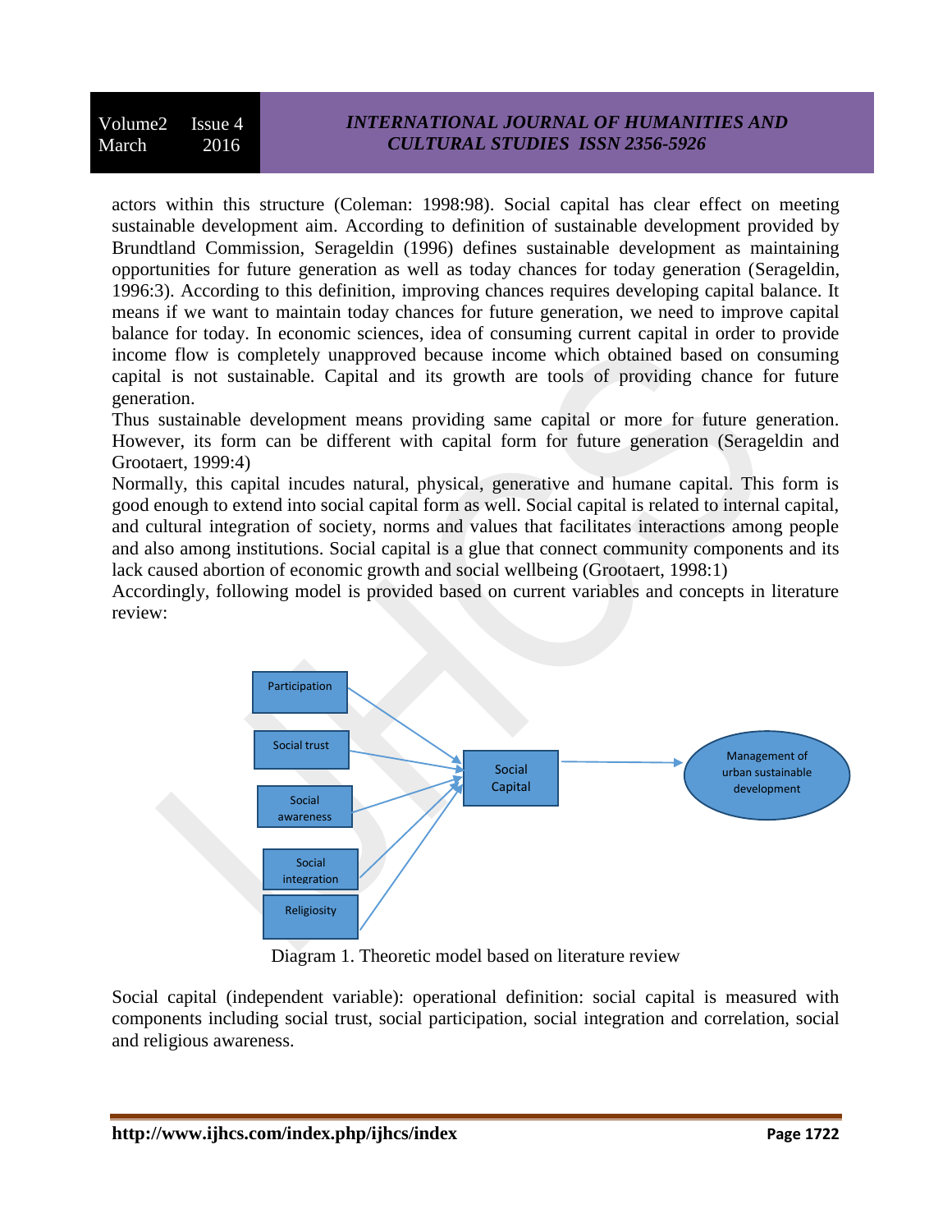actors within this structure (Coleman: 1998:98). Social capital has clear effect on meeting sustainable development aim. According to definition of sustainable development provided by Brundtland Commission, Serageldin (1996) defines sustainable development as maintaining opportunities for future generation as well as today chances for today generation (Serageldin, 1996:3). According to this definition, improving chances requires developing capital balance. It means if we want to maintain today chances for future generation, we need to improve capital balance for today. In economic sciences, idea of consuming current capital in order to provide income flow is completely unapproved because income which obtained based on consuming capital is not sustainable. Capital and its growth are tools of providing chance for future generation.

Thus sustainable development means providing same capital or more for future generation. However, its form can be different with capital form for future generation (Serageldin and Grootaert, 1999:4)

Normally, this capital incudes natural, physical, generative and humane capital. This form is good enough to extend into social capital form as well. Social capital is related to internal capital, and cultural integration of society, norms and values that facilitates interactions among people and also among institutions. Social capital is a glue that connect community components and its lack caused abortion of economic growth and social wellbeing (Grootaert, 1998:1)

Accordingly, following model is provided based on current variables and concepts in literature review:

Participation → Social Capital
Social trust → Social Capital
Social awareness → Social Capital
Social integration → Social Capital
Religiosity → Social Capital
Social Capital → Management of urban sustainable development

Diagram 1. Theoretic model based on literature review

Social capital (independent variable): operational definition: social capital is measured with components including social trust, social participation, social integration and correlation, social and religious awareness.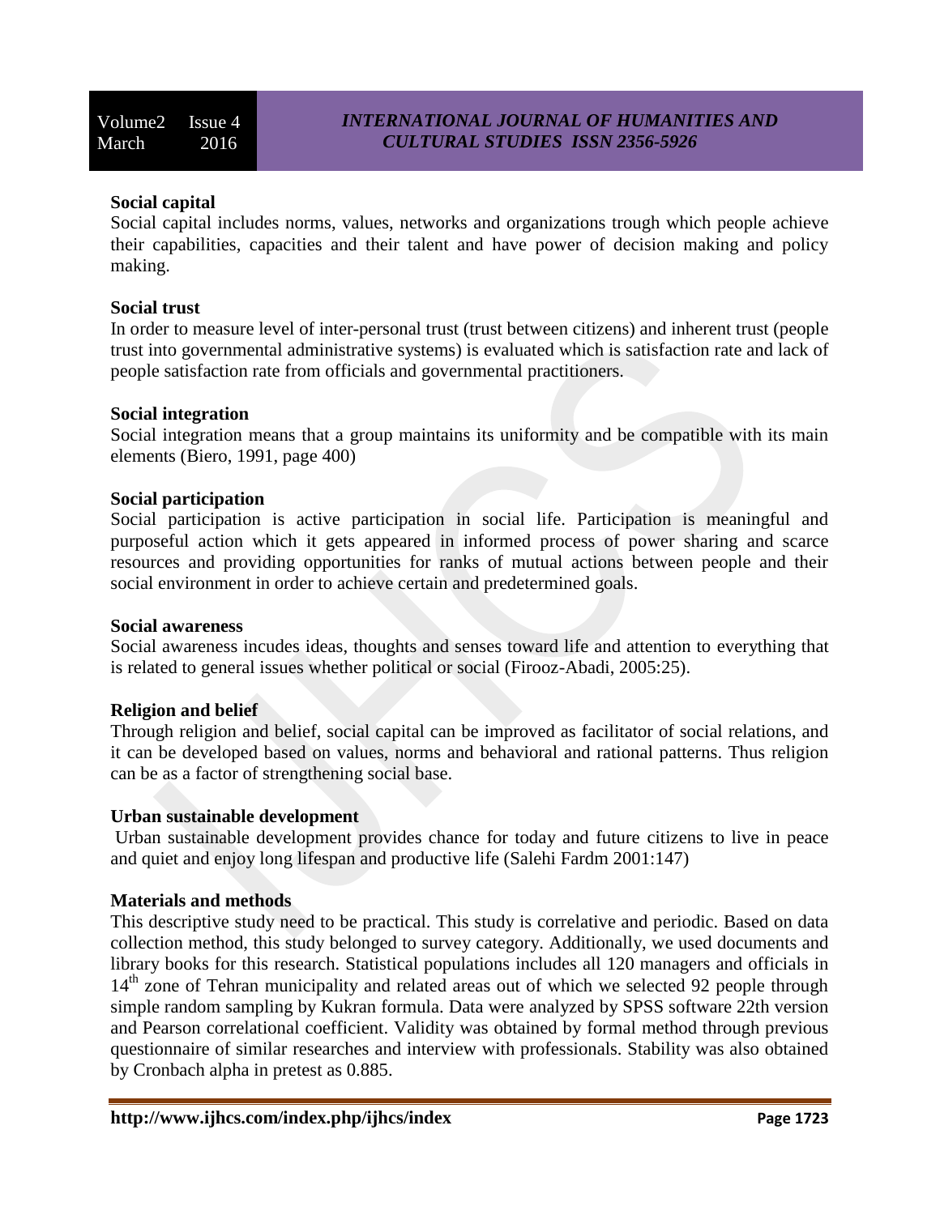**Social capital**

Social capital includes norms, values, networks and organizations trough which people achieve their capabilities, capacities and their talent and have power of decision making and policy making.

**Social trust**

In order to measure level of inter-personal trust (trust between citizens) and inherent trust (people trust into governmental administrative systems) is evaluated which is satisfaction rate and lack of people satisfaction rate from officials and governmental practitioners.

**Social integration**

Social integration means that a group maintains its uniformity and be compatible with its main elements (Biero, 1991, page 400)

**Social participation**

Social participation is active participation in social life. Participation is meaningful and purposeful action which it gets appeared in informed process of power sharing and scarce resources and providing opportunities for ranks of mutual actions between people and their social environment in order to achieve certain and predetermined goals.

**Social awareness**

Social awareness incudes ideas, thoughts and senses toward life and attention to everything that is related to general issues whether political or social (Firooz-Abadi, 2005:25).

**Religion and belief**

Through religion and belief, social capital can be improved as facilitator of social relations, and it can be developed based on values, norms and behavioral and rational patterns. Thus religion can be as a factor of strengthening social base.

**Urban sustainable development**

Urban sustainable development provides chance for today and future citizens to live in peace and quiet and enjoy long lifespan and productive life (Salehi Fardm 2001:147)

**Materials and methods**

This descriptive study need to be practical. This study is correlative and periodic. Based on data collection method, this study belonged to survey category. Additionally, we used documents and library books for this research. Statistical populations includes all 120 managers and officials in 14th zone of Tehran municipality and related areas out of which we selected 92 people through simple random sampling by Kukran formula. Data were analyzed by SPSS software 22th version and Pearson correlational coefficient. Validity was obtained by formal method through previous questionnaire of similar researches and interview with professionals. Stability was also obtained by Cronbach alpha in pretest as 0.885.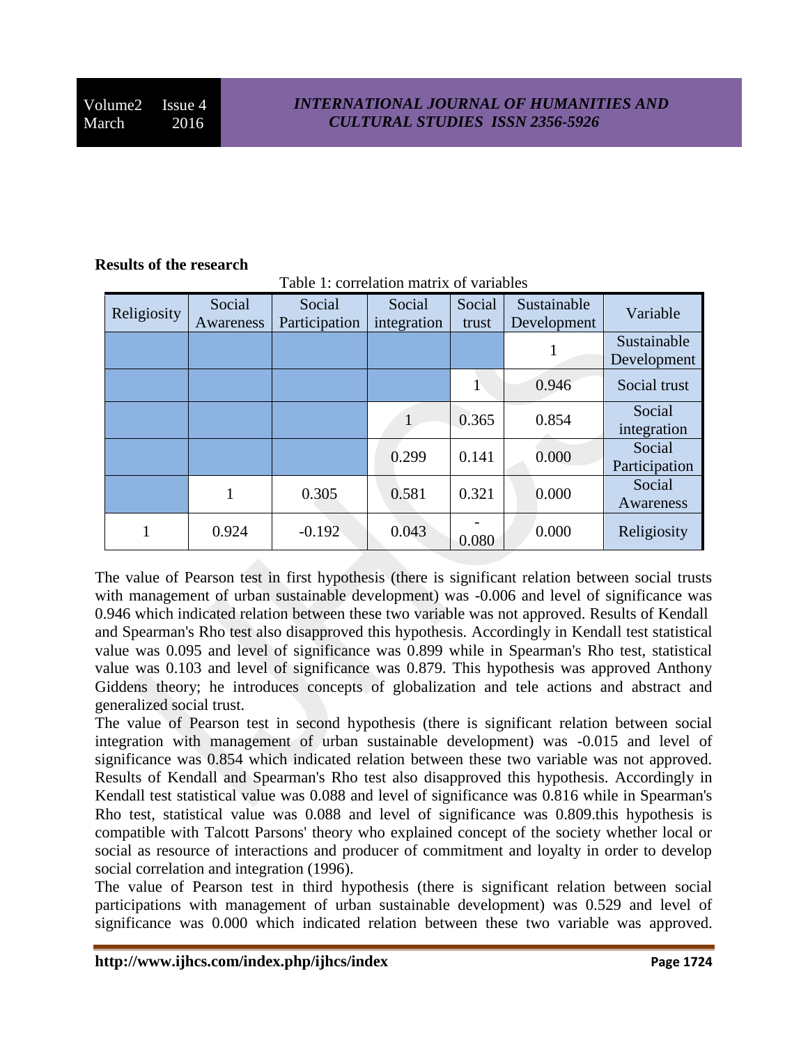**Results of the research**

Table 1: correlation matrix of variables

| Religiosity | Social Awareness | Social Participation | Social integration | Social trust | Sustainable Development | Variable |
|---|---|---|---|---|---|---|
| | | | | | 1 | Sustainable Development |
| | | | | 1 | 0.946 | Social trust |
| | | | 1 | 0.365 | 0.854 | Social integration |
| | | | 0.299 | 0.141 | 0.000 | Social Participation |
| | 1 | 0.305 | 0.581 | 0.321 | 0.000 | Social Awareness |
| 1 | 0.924 | -0.192 | 0.043 | -0.080 | 0.000 | Religiosity |

The value of Pearson test in first hypothesis (there is significant relation between social trusts with management of urban sustainable development) was -0.006 and level of significance was 0.946 which indicated relation between these two variable was not approved. Results of Kendall and Spearman's Rho test also disapproved this hypothesis. Accordingly in Kendall test statistical value was 0.095 and level of significance was 0.899 while in Spearman's Rho test, statistical value was 0.103 and level of significance was 0.879. This hypothesis was approved Anthony Giddens theory; he introduces concepts of globalization and tele actions and abstract and generalized social trust.

The value of Pearson test in second hypothesis (there is significant relation between social integration with management of urban sustainable development) was -0.015 and level of significance was 0.854 which indicated relation between these two variable was not approved. Results of Kendall and Spearman's Rho test also disapproved this hypothesis. Accordingly in Kendall test statistical value was 0.088 and level of significance was 0.816 while in Spearman's Rho test, statistical value was 0.088 and level of significance was 0.809.this hypothesis is compatible with Talcott Parsons' theory who explained concept of the society whether local or social as resource of interactions and producer of commitment and loyalty in order to develop social correlation and integration (1996).

The value of Pearson test in third hypothesis (there is significant relation between social participations with management of urban sustainable development) was 0.529 and level of significance was 0.000 which indicated relation between these two variable was approved.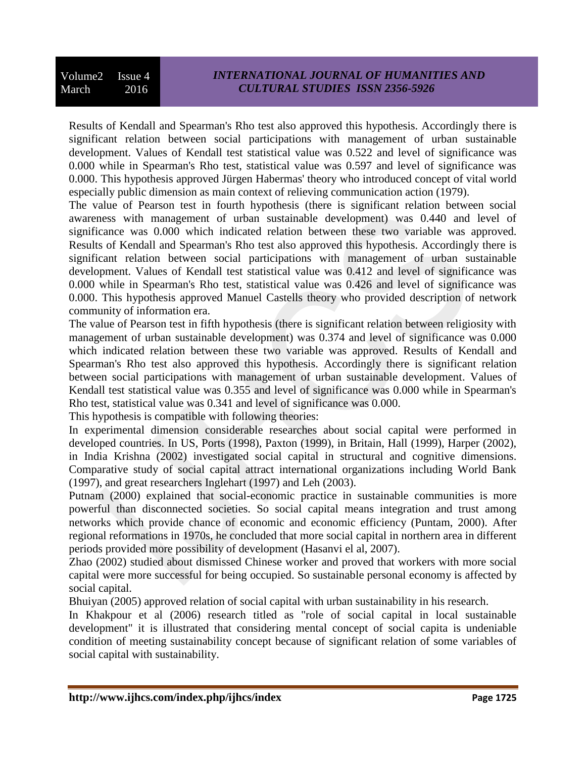Results of Kendall and Spearman's Rho test also approved this hypothesis. Accordingly there is significant relation between social participations with management of urban sustainable development. Values of Kendall test statistical value was 0.522 and level of significance was 0.000 while in Spearman's Rho test, statistical value was 0.597 and level of significance was 0.000. This hypothesis approved Jürgen Habermas' theory who introduced concept of vital world especially public dimension as main context of relieving communication action (1979).

The value of Pearson test in fourth hypothesis (there is significant relation between social awareness with management of urban sustainable development) was 0.440 and level of significance was 0.000 which indicated relation between these two variable was approved. Results of Kendall and Spearman's Rho test also approved this hypothesis. Accordingly there is significant relation between social participations with management of urban sustainable development. Values of Kendall test statistical value was 0.412 and level of significance was 0.000 while in Spearman's Rho test, statistical value was 0.426 and level of significance was 0.000. This hypothesis approved Manuel Castells theory who provided description of network community of information era.

The value of Pearson test in fifth hypothesis (there is significant relation between religiosity with management of urban sustainable development) was 0.374 and level of significance was 0.000 which indicated relation between these two variable was approved. Results of Kendall and Spearman's Rho test also approved this hypothesis. Accordingly there is significant relation between social participations with management of urban sustainable development. Values of Kendall test statistical value was 0.355 and level of significance was 0.000 while in Spearman's Rho test, statistical value was 0.341 and level of significance was 0.000.

This hypothesis is compatible with following theories:

In experimental dimension considerable researches about social capital were performed in developed countries. In US, Ports (1998), Paxton (1999), in Britain, Hall (1999), Harper (2002), in India Krishna (2002) investigated social capital in structural and cognitive dimensions. Comparative study of social capital attract international organizations including World Bank (1997), and great researchers Inglehart (1997) and Leh (2003).

Putnam (2000) explained that social-economic practice in sustainable communities is more powerful than disconnected societies. So social capital means integration and trust among networks which provide chance of economic and economic efficiency (Puntam, 2000). After regional reformations in 1970s, he concluded that more social capital in northern area in different periods provided more possibility of development (Hasanvi el al, 2007).

Zhao (2002) studied about dismissed Chinese worker and proved that workers with more social capital were more successful for being occupied. So sustainable personal economy is affected by social capital.

Bhuiyan (2005) approved relation of social capital with urban sustainability in his research.

In Khakpour et al (2006) research titled as "role of social capital in local sustainable development" it is illustrated that considering mental concept of social capita is undeniable condition of meeting sustainability concept because of significant relation of some variables of social capital with sustainability.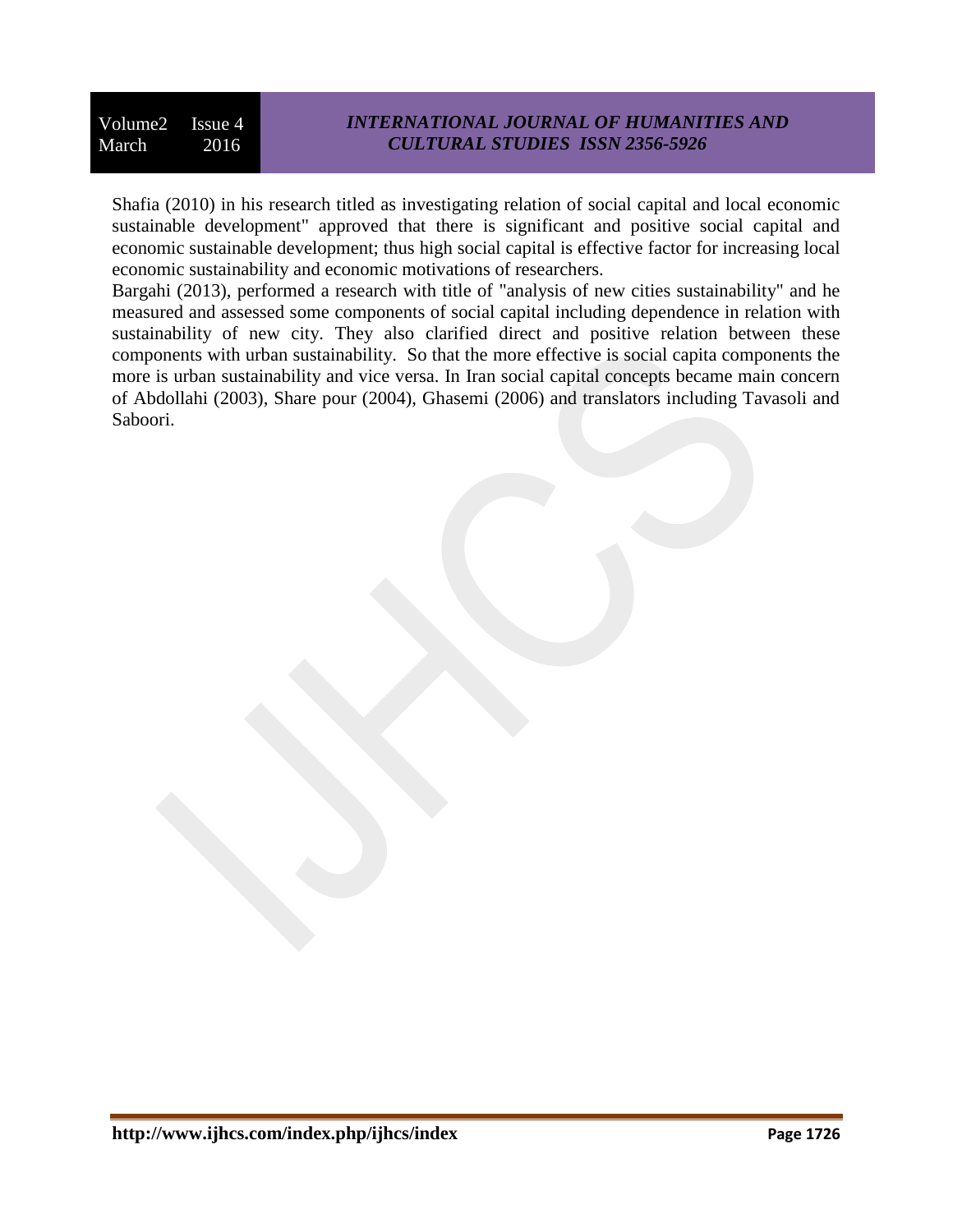Shafia (2010) in his research titled as investigating relation of social capital and local economic sustainable development" approved that there is significant and positive social capital and economic sustainable development; thus high social capital is effective factor for increasing local economic sustainability and economic motivations of researchers.

Bargahi (2013), performed a research with title of "analysis of new cities sustainability" and he measured and assessed some components of social capital including dependence in relation with sustainability of new city. They also clarified direct and positive relation between these components with urban sustainability. So that the more effective is social capita components the more is urban sustainability and vice versa. In Iran social capital concepts became main concern of Abdollahi (2003), Share pour (2004), Ghasemi (2006) and translators including Tavasoli and Saboori.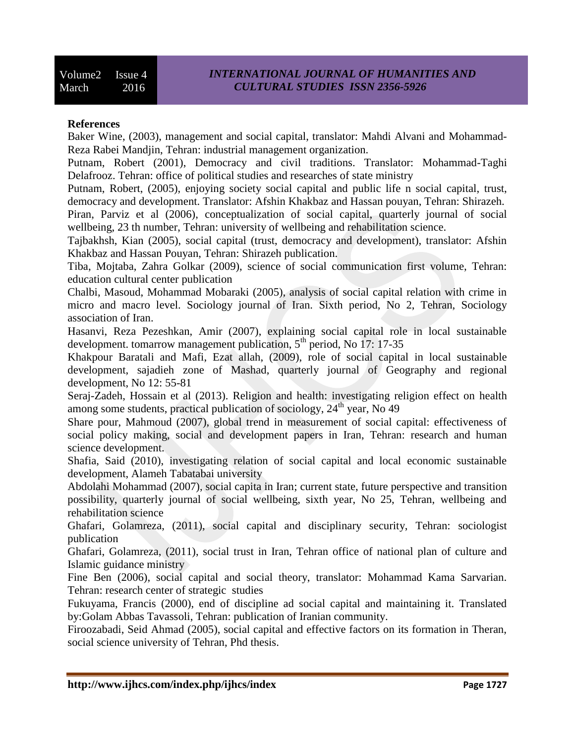**References**

Baker Wine, (2003), management and social capital, translator: Mahdi Alvani and Mohammad-Reza Rabei Mandjin, Tehran: industrial management organization.

Putnam, Robert (2001), Democracy and civil traditions. Translator: Mohammad-Taghi Delafrooz. Tehran: office of political studies and researches of state ministry

Putnam, Robert, (2005), enjoying society social capital and public life n social capital, trust, democracy and development. Translator: Afshin Khakbaz and Hassan pouyan, Tehran: Shirazeh.

Piran, Parviz et al (2006), conceptualization of social capital, quarterly journal of social wellbeing, 23 th number, Tehran: university of wellbeing and rehabilitation science.

Tajbakhsh, Kian (2005), social capital (trust, democracy and development), translator: Afshin Khakbaz and Hassan Pouyan, Tehran: Shirazeh publication.

Tiba, Mojtaba, Zahra Golkar (2009), science of social communication first volume, Tehran: education cultural center publication

Chalbi, Masoud, Mohammad Mobaraki (2005), analysis of social capital relation with crime in micro and macro level. Sociology journal of Iran. Sixth period, No 2, Tehran, Sociology association of Iran.

Hasanvi, Reza Pezeshkan, Amir (2007), explaining social capital role in local sustainable development. tomarrow management publication, 5th period, No 17: 17-35

Khakpour Baratali and Mafi, Ezat allah, (2009), role of social capital in local sustainable development, sajadieh zone of Mashad, quarterly journal of Geography and regional development, No 12: 55-81

Seraj-Zadeh, Hossain et al (2013). Religion and health: investigating religion effect on health among some students, practical publication of sociology, 24th year, No 49

Share pour, Mahmoud (2007), global trend in measurement of social capital: effectiveness of social policy making, social and development papers in Iran, Tehran: research and human science development.

Shafia, Said (2010), investigating relation of social capital and local economic sustainable development, Alameh Tabatabai university

Abdolahi Mohammad (2007), social capita in Iran; current state, future perspective and transition possibility, quarterly journal of social wellbeing, sixth year, No 25, Tehran, wellbeing and rehabilitation science

Ghafari, Golamreza, (2011), social capital and disciplinary security, Tehran: sociologist publication

Ghafari, Golamreza, (2011), social trust in Iran, Tehran office of national plan of culture and Islamic guidance ministry

Fine Ben (2006), social capital and social theory, translator: Mohammad Kama Sarvarian. Tehran: research center of strategic studies

Fukuyama, Francis (2000), end of discipline ad social capital and maintaining it. Translated by:Golam Abbas Tavassoli, Tehran: publication of Iranian community.

Firoozabadi, Seid Ahmad (2005), social capital and effective factors on its formation in Theran, social science university of Tehran, Phd thesis.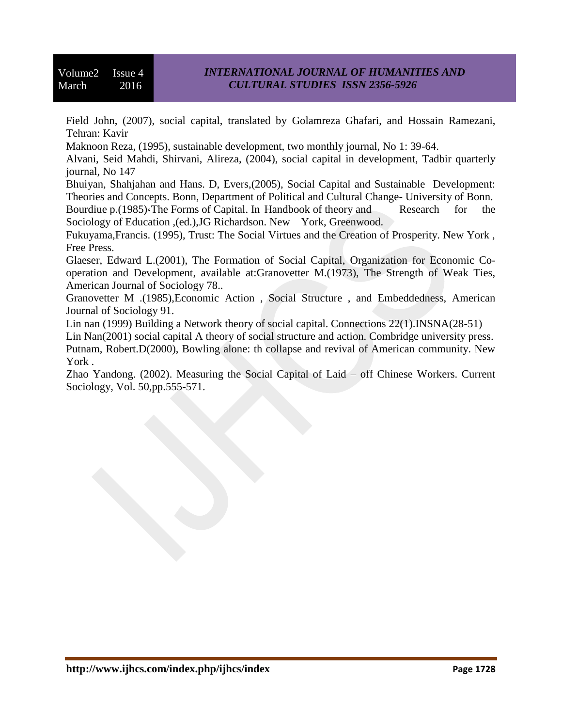Field John, (2007), social capital, translated by Golamreza Ghafari, and Hossain Ramezani, Tehran: Kavir

Maknoon Reza, (1995), sustainable development, two monthly journal, No 1: 39-64.

Alvani, Seid Mahdi, Shirvani, Alireza, (2004), social capital in development, Tadbir quarterly journal, No 147

Bhuiyan, Shahjahan and Hans. D, Evers,(2005), Social Capital and Sustainable Development: Theories and Concepts. Bonn, Department of Political and Cultural Change- University of Bonn.

Bourdiue p.(1985)،The Forms of Capital. In Handbook of theory and Research for the Sociology of Education ,(ed.),JG Richardson. New York, Greenwood.

Fukuyama,Francis. (1995), Trust: The Social Virtues and the Creation of Prosperity. New York , Free Press.

Glaeser, Edward L.(2001), The Formation of Social Capital, Organization for Economic Co-operation and Development, available at:Granovetter M.(1973), The Strength of Weak Ties, American Journal of Sociology 78..

Granovetter M .(1985),Economic Action , Social Structure , and Embeddedness, American Journal of Sociology 91.

Lin nan (1999) Building a Network theory of social capital. Connections 22(1).INSNA(28-51)

Lin Nan(2001) social capital A theory of social structure and action. Combridge university press.

Putnam, Robert.D(2000), Bowling alone: th collapse and revival of American community. New York .

Zhao Yandong. (2002). Measuring the Social Capital of Laid – off Chinese Workers. Current Sociology, Vol. 50,pp.555-571.